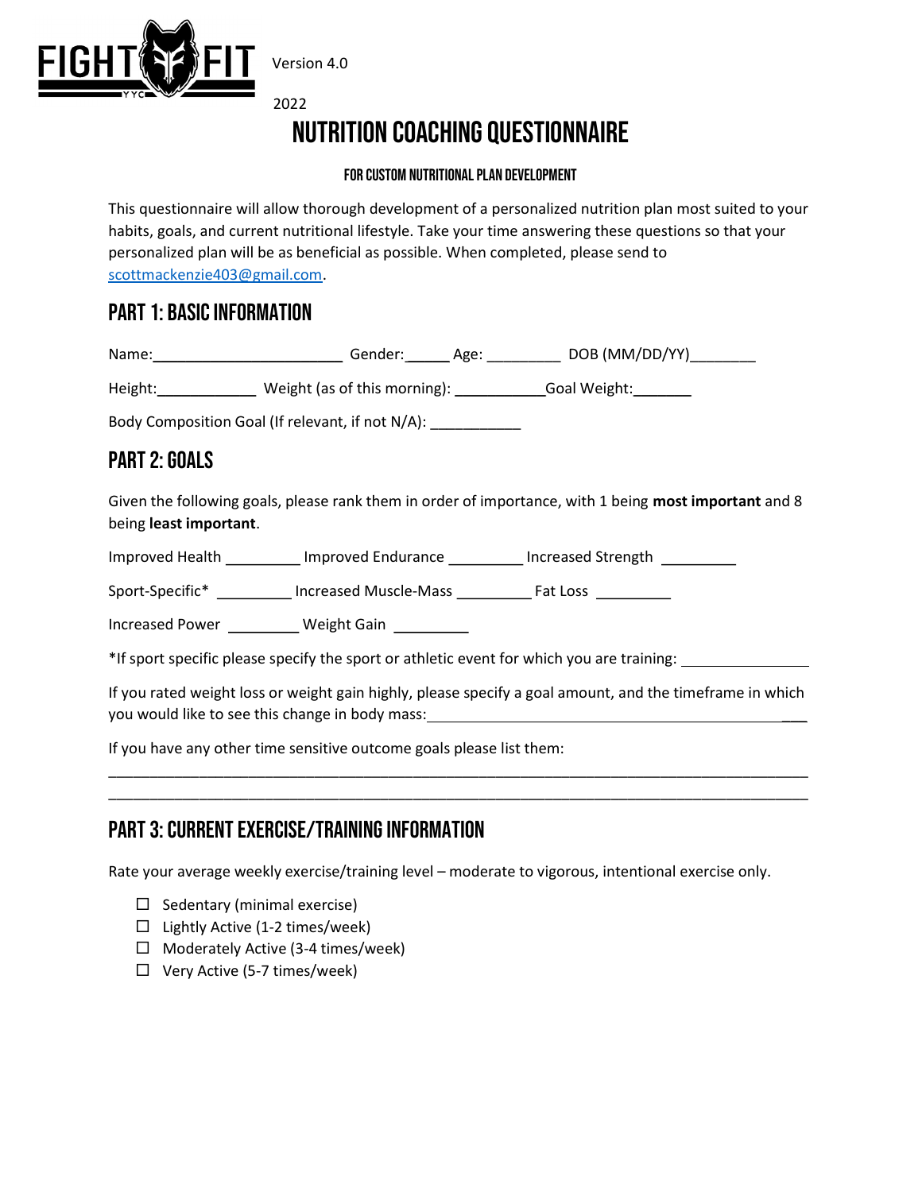FIGHT FIT YYC

Version 4.0

2022

# NUTRITION COACHING QUESTIONNAIRE

### FOR CUSTOM NUTRITIONAL PLAN DEVELOPMENT

This questionnaire will allow thorough development of a personalized nutrition plan most suited to your habits, goals, and current nutritional lifestyle. Take your time answering these questions so that your personalized plan will be as beneficial as possible. When completed, please send to scottmackenzie403@gmail.com.

## PART 1: BASIC INFORMATION

Name:________________________ Gender:_____ Age: _________ DOB (MM/DD/YY)________

Height:____________ Weight (as of this morning): ___________Goal Weight:_______

Body Composition Goal (If relevant, if not N/A): ___________

## PART 2: GOALS

Given the following goals, please rank them in order of importance, with 1 being **most important** and 8 being **least important**.

Improved Health _________ Improved Endurance _________ Increased Strength _________

Sport-Specific* _________ Increased Muscle-Mass _________ Fat Loss _________

Increased Power _________ Weight Gain _________

*If sport specific please specify the sport or athletic event for which you are training: ________________

If you rated weight loss or weight gain highly, please specify a goal amount, and the timeframe in which you would like to see this change in body mass:_______________________________________________

If you have any other time sensitive outcome goals please list them:

_______________________________________________________________________________________

_______________________________________________________________________________________

## PART 3: CURRENT EXERCISE/TRAINING INFORMATION

Rate your average weekly exercise/training level – moderate to vigorous, intentional exercise only.

- ☐ Sedentary (minimal exercise)
- ☐ Lightly Active (1-2 times/week)
- ☐ Moderately Active (3-4 times/week)
- ☐ Very Active (5-7 times/week)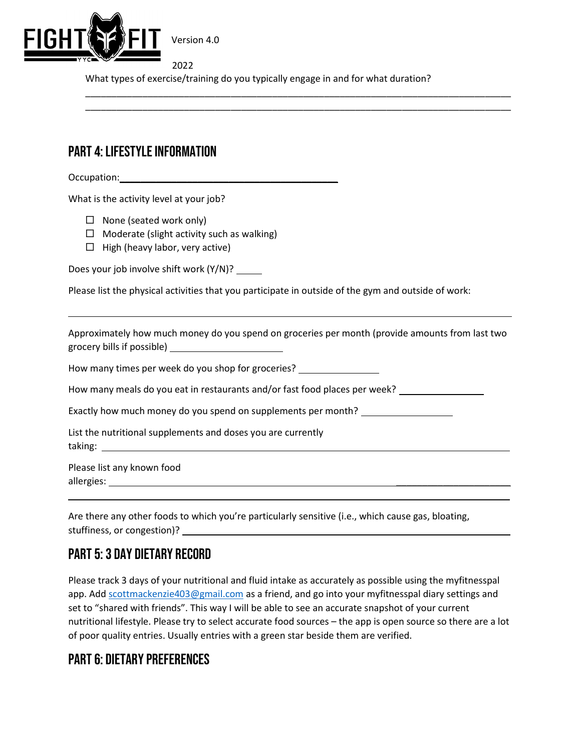What types of exercise/training do you typically engage in and for what duration?

\_\_\_\_\_\_\_\_\_\_\_\_\_\_\_\_\_\_\_\_\_\_\_\_\_\_\_\_\_\_\_\_\_\_\_\_\_\_\_\_\_\_\_\_\_\_\_\_\_\_\_\_\_\_\_\_\_\_\_\_\_\_\_\_\_\_\_\_\_\_\_\_\_\_\_\_

\_\_\_\_\_\_\_\_\_\_\_\_\_\_\_\_\_\_\_\_\_\_\_\_\_\_\_\_\_\_\_\_\_\_\_\_\_\_\_\_\_\_\_\_\_\_\_\_\_\_\_\_\_\_\_\_\_\_\_\_\_\_\_\_\_\_\_\_\_\_\_\_\_\_\_\_

## PART 4: LIFESTYLE INFORMATION

Occupation: \_\_\_\_\_\_\_\_\_\_\_\_\_\_\_\_\_\_\_\_\_\_\_\_\_\_\_\_\_\_\_\_\_\_\_\_\_\_

What is the activity level at your job?

- ☐ None (seated work only)
- ☐ Moderate (slight activity such as walking)
- ☐ High (heavy labor, very active)

Does your job involve shift work (Y/N)? \_\_\_\_\_

Please list the physical activities that you participate in outside of the gym and outside of work:

\_\_\_\_\_\_\_\_\_\_\_\_\_\_\_\_\_\_\_\_\_\_\_\_\_\_\_\_\_\_\_\_\_\_\_\_\_\_\_\_\_\_\_\_\_\_\_\_\_\_\_\_\_\_\_\_\_\_\_\_\_\_\_\_\_\_\_\_\_\_\_\_\_\_\_\_

Approximately how much money do you spend on groceries per month (provide amounts from last two grocery bills if possible) \_\_\_\_\_\_\_\_\_\_\_\_\_\_\_\_\_\_\_\_

How many times per week do you shop for groceries? \_\_\_\_\_\_\_\_\_\_\_\_\_\_

How many meals do you eat in restaurants and/or fast food places per week? \_\_\_\_\_\_\_\_\_\_\_\_\_\_\_

Exactly how much money do you spend on supplements per month? \_\_\_\_\_\_\_\_\_\_\_\_\_\_\_\_

List the nutritional supplements and doses you are currently taking: \_\_\_\_\_\_\_\_\_\_\_\_\_\_\_\_\_\_\_\_\_\_\_\_\_\_\_\_\_\_\_\_\_\_\_\_\_\_\_\_\_\_\_\_\_\_\_\_\_\_\_\_\_\_\_\_\_\_\_\_\_\_\_\_\_\_\_\_\_\_

Please list any known food allergies: \_\_\_\_\_\_\_\_\_\_\_\_\_\_\_\_\_\_\_\_\_\_\_\_\_\_\_\_\_\_\_\_\_\_\_\_\_\_\_\_\_\_\_\_\_\_\_\_\_\_\_\_\_\_\_\_\_\_\_\_\_\_\_\_\_\_\_\_\_\_

\_\_\_\_\_\_\_\_\_\_\_\_\_\_\_\_\_\_\_\_\_\_\_\_\_\_\_\_\_\_\_\_\_\_\_\_\_\_\_\_\_\_\_\_\_\_\_\_\_\_\_\_\_\_\_\_\_\_\_\_\_\_\_\_\_\_\_\_\_\_\_\_\_\_\_\_

Are there any other foods to which you're particularly sensitive (i.e., which cause gas, bloating, stuffiness, or congestion)? \_\_\_\_\_\_\_\_\_\_\_\_\_\_\_\_\_\_\_\_\_\_\_\_\_\_\_\_\_\_\_\_\_\_\_\_\_\_\_\_\_\_\_\_\_\_\_\_\_\_\_\_\_\_

## PART 5: 3 DAY DIETARY RECORD

Please track 3 days of your nutritional and fluid intake as accurately as possible using the myfitnesspal app. Add scottmackenzie403@gmail.com as a friend, and go into your myfitnesspal diary settings and set to "shared with friends". This way I will be able to see an accurate snapshot of your current nutritional lifestyle. Please try to select accurate food sources – the app is open source so there are a lot of poor quality entries. Usually entries with a green star beside them are verified.

## PART 6: DIETARY PREFERENCES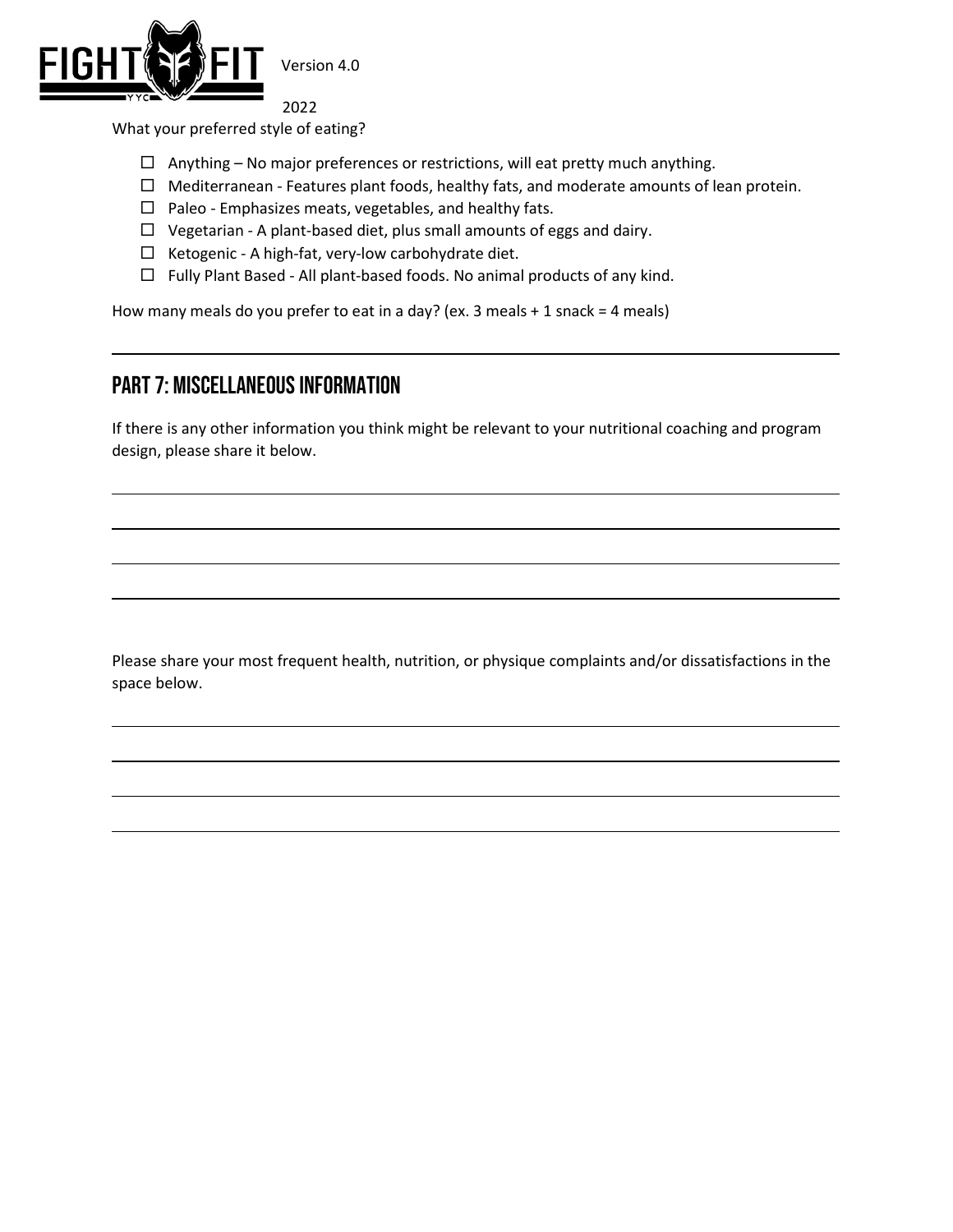What your preferred style of eating?

- ☐ Anything – No major preferences or restrictions, will eat pretty much anything.
- ☐ Mediterranean - Features plant foods, healthy fats, and moderate amounts of lean protein.
- ☐ Paleo - Emphasizes meats, vegetables, and healthy fats.
- ☐ Vegetarian - A plant-based diet, plus small amounts of eggs and dairy.
- ☐ Ketogenic - A high-fat, very-low carbohydrate diet.
- ☐ Fully Plant Based - All plant-based foods. No animal products of any kind.

How many meals do you prefer to eat in a day? (ex. 3 meals + 1 snack = 4 meals)

______________________________________________________________________

## PART 7: MISCELLANEOUS INFORMATION

If there is any other information you think might be relevant to your nutritional coaching and program design, please share it below.

______________________________________________________________________

______________________________________________________________________

______________________________________________________________________

______________________________________________________________________

Please share your most frequent health, nutrition, or physique complaints and/or dissatisfactions in the space below.

______________________________________________________________________

______________________________________________________________________

______________________________________________________________________

______________________________________________________________________